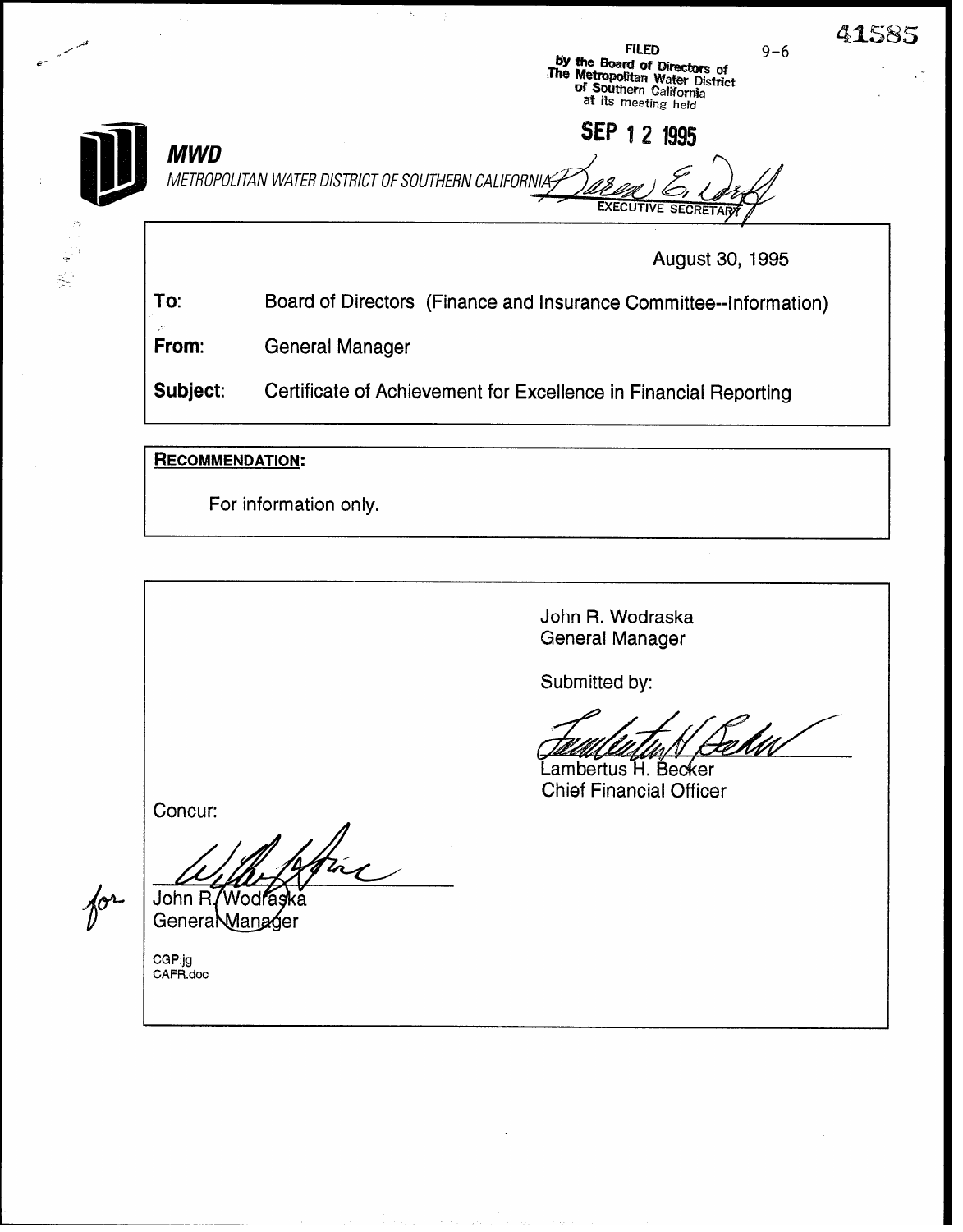41585

FILED
by the Board of Directors of
The Metropolitan Water District
of Southern California
at its meeting held

9-6

SEP 12 1995

EXECUTIVE SECRETARY

**MWD**

*METROPOLITAN WATER DISTRICT OF SOUTHERN CALIFORNIA*

August 30, 1995

| | |
|---|---|
| **To:** | Board of Directors (Finance and Insurance Committee--Information) |
| **From:** | General Manager |
| **Subject:** | Certificate of Achievement for Excellence in Financial Reporting |

**RECOMMENDATION:**

For information only.

John R. Wodraska
General Manager

Submitted by:

Lambertus H. Becker
Chief Financial Officer

Concur:

for John R. Wodraska
General Manager

CGP:jg
CAFR.doc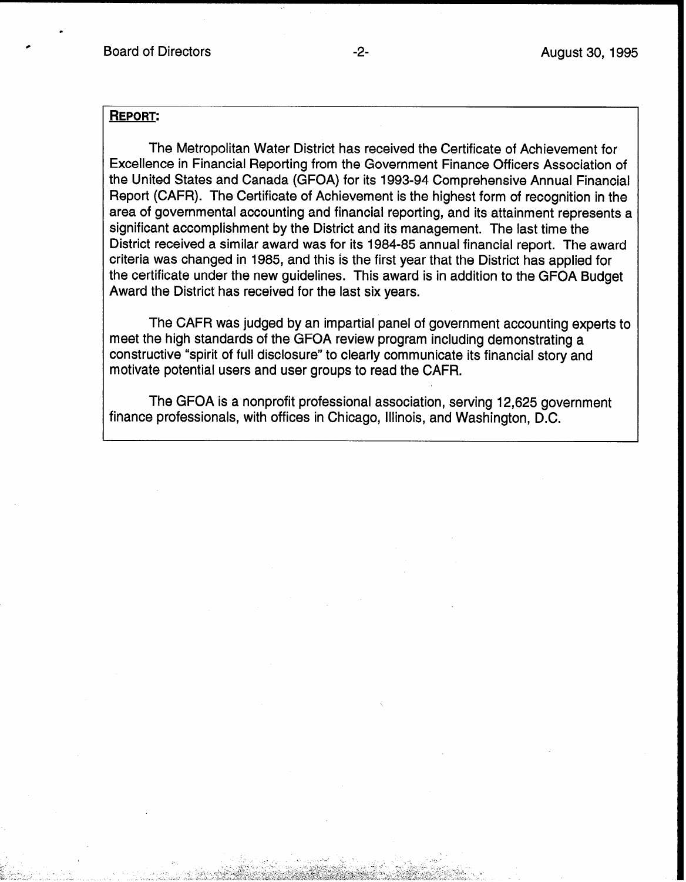**REPORT:**

The Metropolitan Water District has received the Certificate of Achievement for Excellence in Financial Reporting from the Government Finance Officers Association of the United States and Canada (GFOA) for its 1993-94 Comprehensive Annual Financial Report (CAFR). The Certificate of Achievement is the highest form of recognition in the area of governmental accounting and financial reporting, and its attainment represents a significant accomplishment by the District and its management. The last time the District received a similar award was for its 1984-85 annual financial report. The award criteria was changed in 1985, and this is the first year that the District has applied for the certificate under the new guidelines. This award is in addition to the GFOA Budget Award the District has received for the last six years.

The CAFR was judged by an impartial panel of government accounting experts to meet the high standards of the GFOA review program including demonstrating a constructive "spirit of full disclosure" to clearly communicate its financial story and motivate potential users and user groups to read the CAFR.

The GFOA is a nonprofit professional association, serving 12,625 government finance professionals, with offices in Chicago, Illinois, and Washington, D.C.